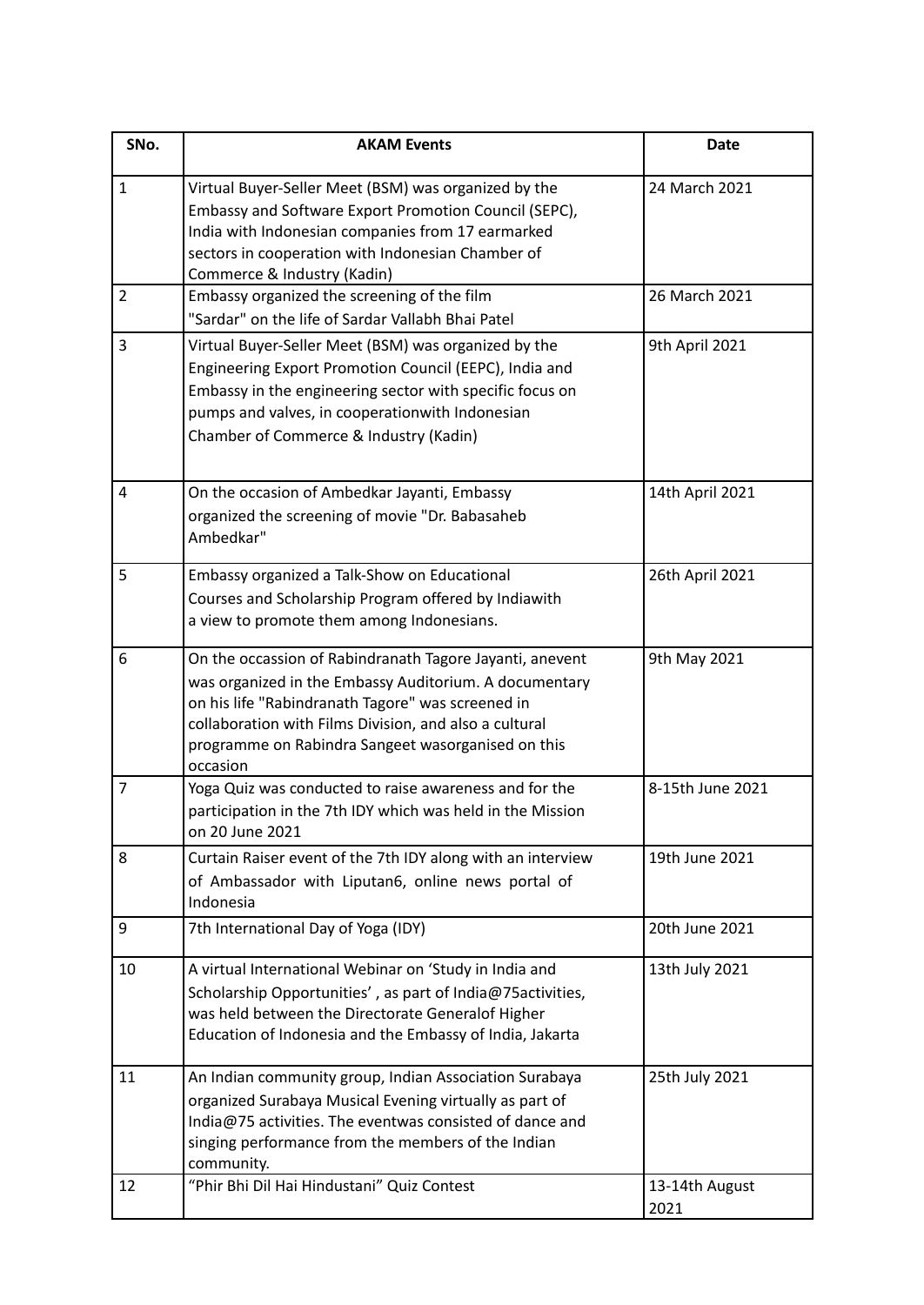| SNo. | AKAM Events | Date |
|---|---|---|
| 1 | Virtual Buyer-Seller Meet (BSM) was organized by the Embassy and Software Export Promotion Council (SEPC), India with Indonesian companies from 17 earmarked sectors in cooperation with Indonesian Chamber of Commerce & Industry (Kadin) | 24 March 2021 |
| 2 | Embassy organized the screening of the film "Sardar" on the life of Sardar Vallabh Bhai Patel | 26 March 2021 |
| 3 | Virtual Buyer-Seller Meet (BSM) was organized by the Engineering Export Promotion Council (EEPC), India and Embassy in the engineering sector with specific focus on pumps and valves, in cooperationwith Indonesian Chamber of Commerce & Industry (Kadin) | 9th April 2021 |
| 4 | On the occasion of Ambedkar Jayanti, Embassy organized the screening of movie "Dr. Babasaheb Ambedkar" | 14th April 2021 |
| 5 | Embassy organized a Talk-Show on Educational Courses and Scholarship Program offered by Indiawith a view to promote them among Indonesians. | 26th April 2021 |
| 6 | On the occassion of Rabindranath Tagore Jayanti, anevent was organized in the Embassy Auditorium. A documentary on his life "Rabindranath Tagore" was screened in collaboration with Films Division, and also a cultural programme on Rabindra Sangeet wasorganised on this occasion | 9th May 2021 |
| 7 | Yoga Quiz was conducted to raise awareness and for the participation in the 7th IDY which was held in the Mission on 20 June 2021 | 8-15th June 2021 |
| 8 | Curtain Raiser event of the 7th IDY along with an interview of Ambassador with Liputan6, online news portal of Indonesia | 19th June 2021 |
| 9 | 7th International Day of Yoga (IDY) | 20th June 2021 |
| 10 | A virtual International Webinar on 'Study in India and Scholarship Opportunities' , as part of India@75activities, was held between the Directorate Generalof Higher Education of Indonesia and the Embassy of India, Jakarta | 13th July 2021 |
| 11 | An Indian community group, Indian Association Surabaya organized Surabaya Musical Evening virtually as part of India@75 activities. The eventwas consisted of dance and singing performance from the members of the Indian community. | 25th July 2021 |
| 12 | "Phir Bhi Dil Hai Hindustani" Quiz Contest | 13-14th August 2021 |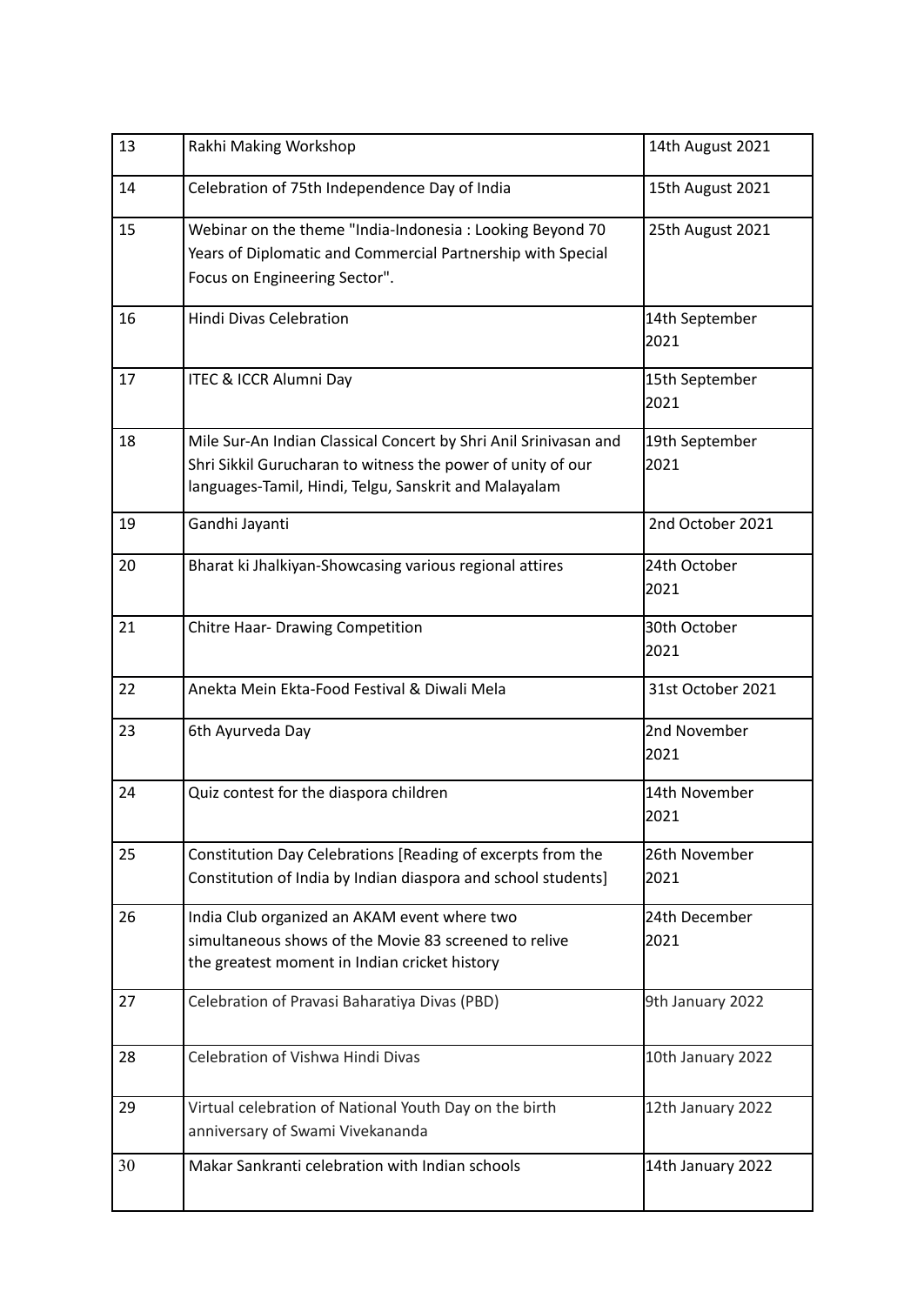| 13 | Rakhi Making Workshop | 14th August 2021 |
|---|---|---|
| 14 | Celebration of 75th Independence Day of India | 15th August 2021 |
| 15 | Webinar on the theme "India-Indonesia : Looking Beyond 70 Years of Diplomatic and Commercial Partnership with Special Focus on Engineering Sector". | 25th August 2021 |
| 16 | Hindi Divas Celebration | 14th September 2021 |
| 17 | ITEC & ICCR Alumni Day | 15th September 2021 |
| 18 | Mile Sur-An Indian Classical Concert by Shri Anil Srinivasan and Shri Sikkil Gurucharan to witness the power of unity of our languages-Tamil, Hindi, Telgu, Sanskrit and Malayalam | 19th September 2021 |
| 19 | Gandhi Jayanti | 2nd October 2021 |
| 20 | Bharat ki Jhalkiyan-Showcasing various regional attires | 24th October 2021 |
| 21 | Chitre Haar- Drawing Competition | 30th October 2021 |
| 22 | Anekta Mein Ekta-Food Festival & Diwali Mela | 31st October 2021 |
| 23 | 6th Ayurveda Day | 2nd November 2021 |
| 24 | Quiz contest for the diaspora children | 14th November 2021 |
| 25 | Constitution Day Celebrations [Reading of excerpts from the Constitution of India by Indian diaspora and school students] | 26th November 2021 |
| 26 | India Club organized an AKAM event where two simultaneous shows of the Movie 83 screened to relive the greatest moment in Indian cricket history | 24th December 2021 |
| 27 | Celebration of Pravasi Baharatiya Divas (PBD) | 9th January 2022 |
| 28 | Celebration of Vishwa Hindi Divas | 10th January 2022 |
| 29 | Virtual celebration of National Youth Day on the birth anniversary of Swami Vivekananda | 12th January 2022 |
| 30 | Makar Sankranti celebration with Indian schools | 14th January 2022 |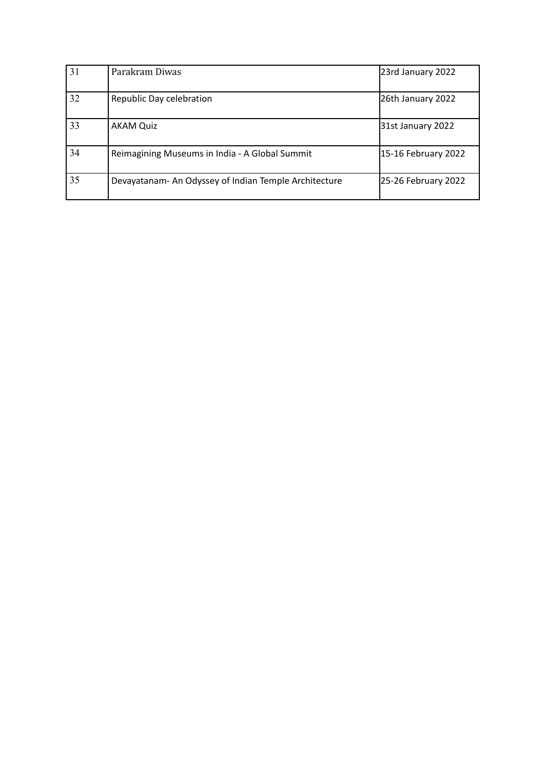| | | |
|---|---|---|
| 31 | Parakram Diwas | 23rd January 2022 |
| 32 | Republic Day celebration | 26th January 2022 |
| 33 | AKAM Quiz | 31st January 2022 |
| 34 | Reimagining Museums in India - A Global Summit | 15-16 February 2022 |
| 35 | Devayatanam- An Odyssey of Indian Temple Architecture | 25-26 February 2022 |